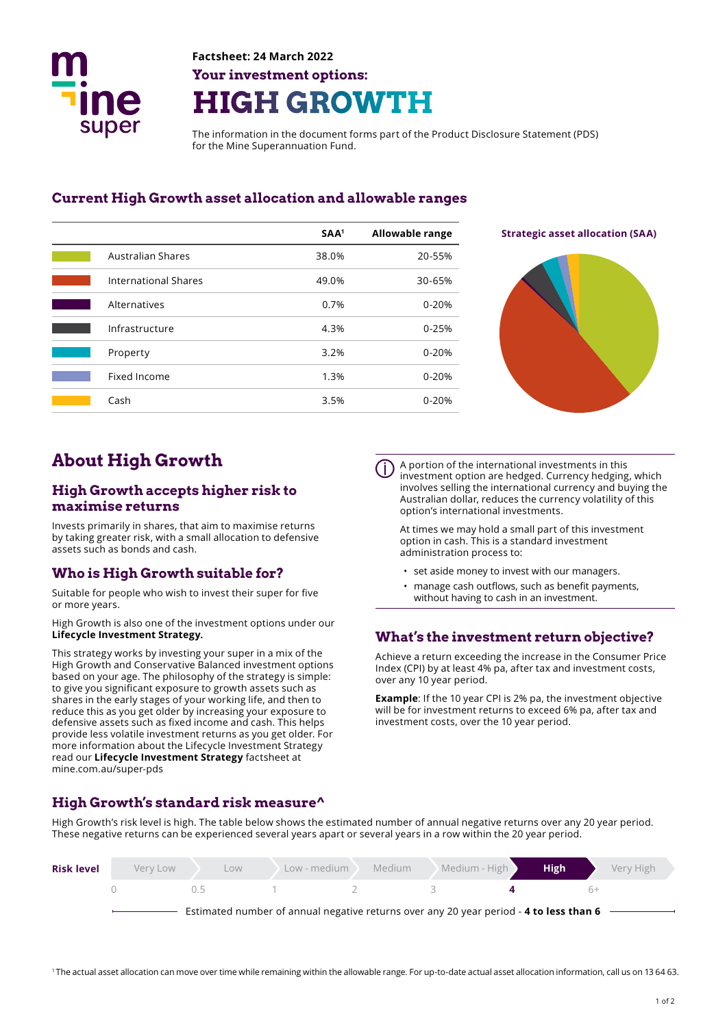**Factsheet: 24 March 2022**

**Your investment options:**

# HIGH GROWTH

The information in the document forms part of the Product Disclosure Statement (PDS) for the Mine Superannuation Fund.

## Current High Growth asset allocation and allowable ranges

| | SAA[1] | Allowable range |
|---|---|---|
| Australian Shares | 38.0% | 20-55% |
| International Shares | 49.0% | 30-65% |
| Alternatives | 0.7% | 0-20% |
| Infrastructure | 4.3% | 0-25% |
| Property | 3.2% | 0-20% |
| Fixed Income | 1.3% | 0-20% |
| Cash | 3.5% | 0-20% |

**Strategic asset allocation (SAA)**

## About High Growth

### High Growth accepts higher risk to maximise returns

Invests primarily in shares, that aim to maximise returns by taking greater risk, with a small allocation to defensive assets such as bonds and cash.

### Who is High Growth suitable for?

Suitable for people who wish to invest their super for five or more years.

High Growth is also one of the investment options under our **Lifecycle Investment Strategy.**

This strategy works by investing your super in a mix of the High Growth and Conservative Balanced investment options based on your age. The philosophy of the strategy is simple: to give you significant exposure to growth assets such as shares in the early stages of your working life, and then to reduce this as you get older by increasing your exposure to defensive assets such as fixed income and cash. This helps provide less volatile investment returns as you get older. For more information about the Lifecycle Investment Strategy read our **Lifecycle Investment Strategy** factsheet at mine.com.au/super-pds

A portion of the international investments in this investment option are hedged. Currency hedging, which involves selling the international currency and buying the Australian dollar, reduces the currency volatility of this option's international investments.

At times we may hold a small part of this investment option in cash. This is a standard investment administration process to:

- set aside money to invest with our managers.
- manage cash outflows, such as benefit payments, without having to cash in an investment.

### What's the investment return objective?

Achieve a return exceeding the increase in the Consumer Price Index (CPI) by at least 4% pa, after tax and investment costs, over any 10 year period.

**Example**: If the 10 year CPI is 2% pa, the investment objective will be for investment returns to exceed 6% pa, after tax and investment costs, over the 10 year period.

### High Growth's standard risk measure^

High Growth's risk level is high. The table below shows the estimated number of annual negative returns over any 20 year period. These negative returns can be experienced several years apart or several years in a row within the 20 year period.

| Risk level | Very Low | Low | Low - medium | Medium | Medium - High | **High** | Very High |
|---|---|---|---|---|---|---|---|
| | 0 | 0.5 | 1 | 2 | 3 | **4** | 6+ |

Estimated number of annual negative returns over any 20 year period - **4 to less than 6**

[1] The actual asset allocation can move over time while remaining within the allowable range. For up-to-date actual asset allocation information, call us on 13 64 63.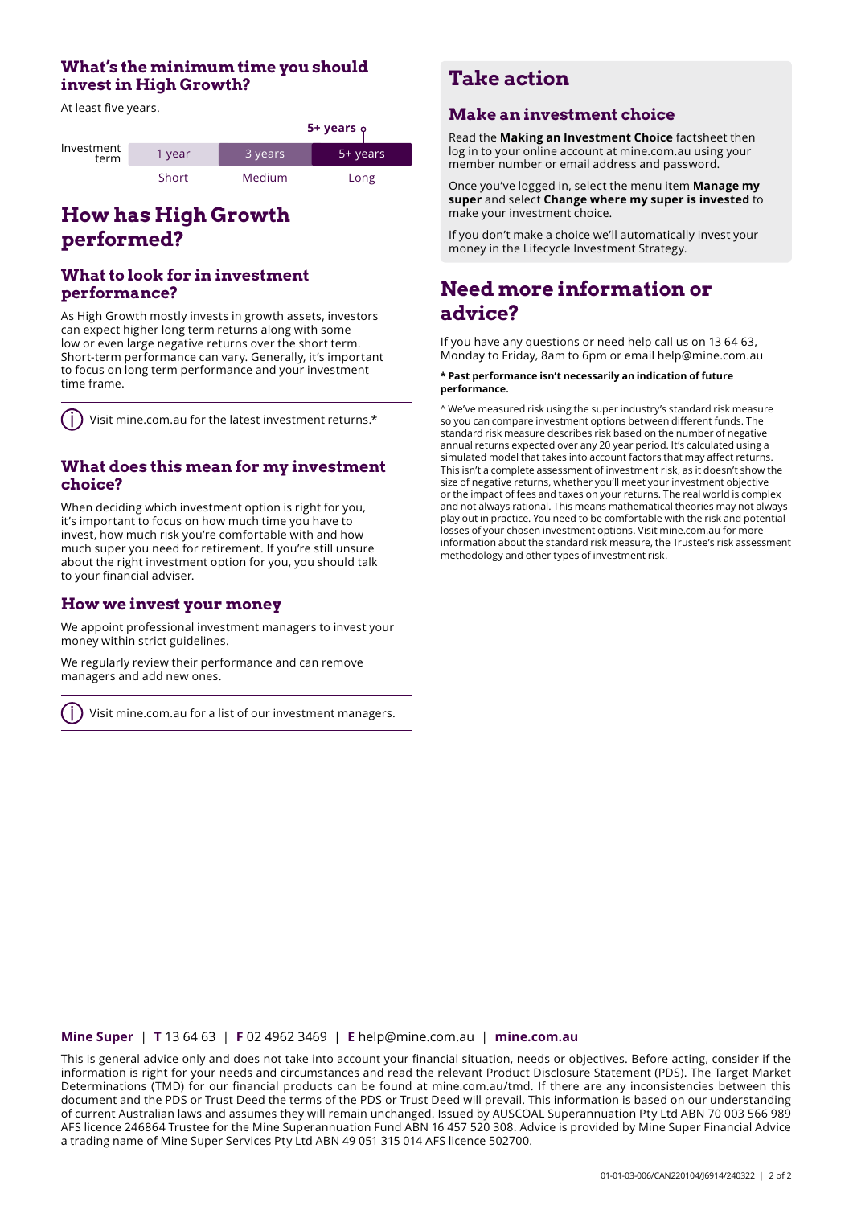### What's the minimum time you should invest in High Growth?

At least five years.

5+ years

Investment term
1 year
3 years
5+ years
Short
Medium
Long

## How has High Growth performed?

### What to look for in investment performance?

As High Growth mostly invests in growth assets, investors can expect higher long term returns along with some low or even large negative returns over the short term. Short-term performance can vary. Generally, it's important to focus on long term performance and your investment time frame.

Visit mine.com.au for the latest investment returns.*

### What does this mean for my investment choice?

When deciding which investment option is right for you, it's important to focus on how much time you have to invest, how much risk you're comfortable with and how much super you need for retirement. If you're still unsure about the right investment option for you, you should talk to your financial adviser.

### How we invest your money

We appoint professional investment managers to invest your money within strict guidelines.

We regularly review their performance and can remove managers and add new ones.

Visit mine.com.au for a list of our investment managers.

## Take action

### Make an investment choice

Read the **Making an Investment Choice** factsheet then log in to your online account at mine.com.au using your member number or email address and password.

Once you've logged in, select the menu item **Manage my super** and select **Change where my super is invested** to make your investment choice.

If you don't make a choice we'll automatically invest your money in the Lifecycle Investment Strategy.

## Need more information or advice?

If you have any questions or need help call us on 13 64 63, Monday to Friday, 8am to 6pm or email help@mine.com.au

**\* Past performance isn't necessarily an indication of future performance.**

^ We've measured risk using the super industry's standard risk measure so you can compare investment options between different funds. The standard risk measure describes risk based on the number of negative annual returns expected over any 20 year period. It's calculated using a simulated model that takes into account factors that may affect returns. This isn't a complete assessment of investment risk, as it doesn't show the size of negative returns, whether you'll meet your investment objective or the impact of fees and taxes on your returns. The real world is complex and not always rational. This means mathematical theories may not always play out in practice. You need to be comfortable with the risk and potential losses of your chosen investment options. Visit mine.com.au for more information about the standard risk measure, the Trustee's risk assessment methodology and other types of investment risk.

**Mine Super** | **T** 13 64 63 | **F** 02 4962 3469 | **E** help@mine.com.au | **mine.com.au**

This is general advice only and does not take into account your financial situation, needs or objectives. Before acting, consider if the information is right for your needs and circumstances and read the relevant Product Disclosure Statement (PDS). The Target Market Determinations (TMD) for our financial products can be found at mine.com.au/tmd. If there are any inconsistencies between this document and the PDS or Trust Deed the terms of the PDS or Trust Deed will prevail. This information is based on our understanding of current Australian laws and assumes they will remain unchanged. Issued by AUSCOAL Superannuation Pty Ltd ABN 70 003 566 989 AFS licence 246864 Trustee for the Mine Superannuation Fund ABN 16 457 520 308. Advice is provided by Mine Super Financial Advice a trading name of Mine Super Services Pty Ltd ABN 49 051 315 014 AFS licence 502700.

01-01-03-006/CAN220104/J6914/240322